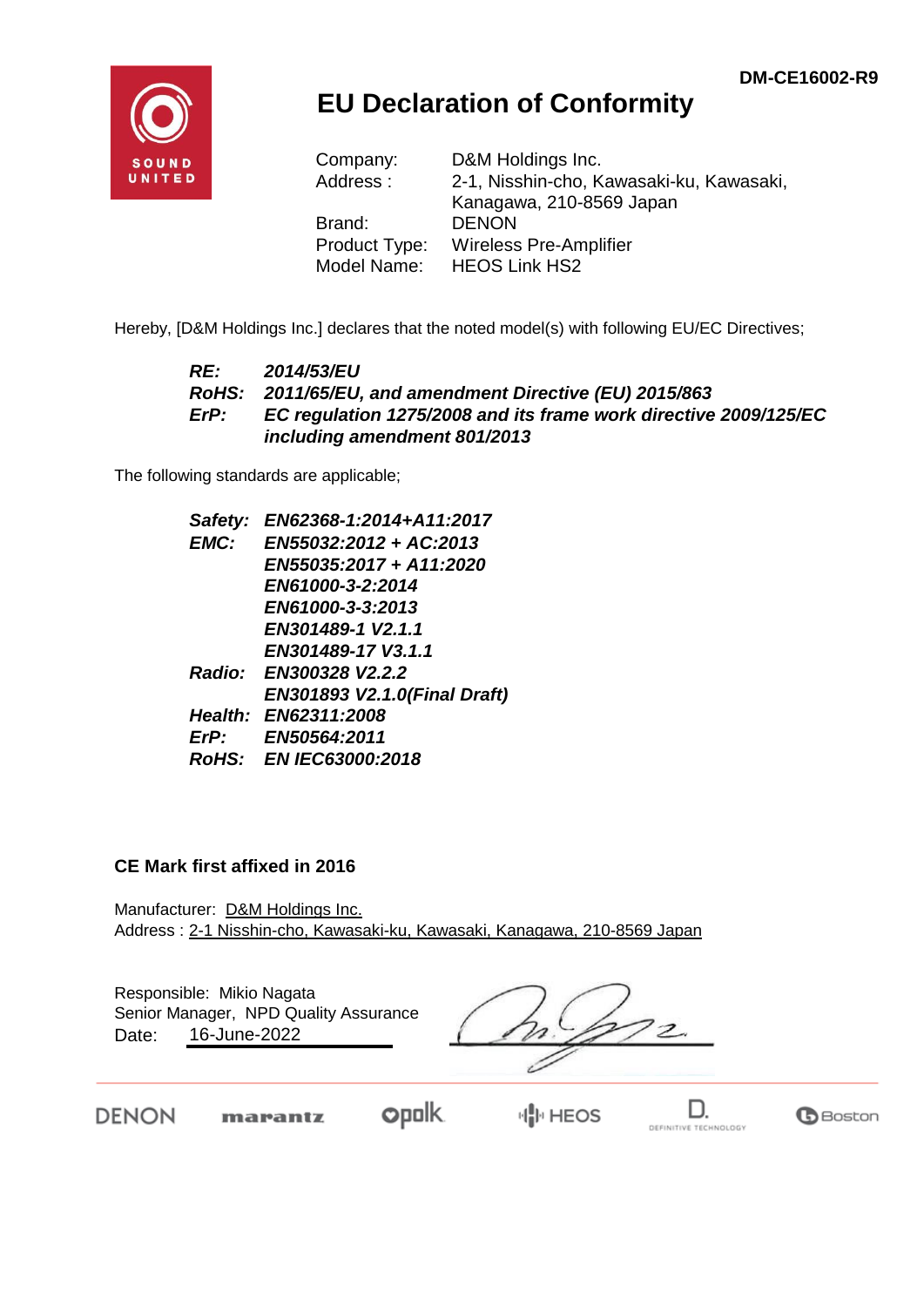DM-CE16002-R9

# EU Declaration of Conformity

| | |
|---|---|
| Company: | D&M Holdings Inc. |
| Address : | 2-1, Nisshin-cho, Kawasaki-ku, Kawasaki, Kanagawa, 210-8569 Japan |
| Brand: | DENON |
| Product Type: | Wireless Pre-Amplifier |
| Model Name: | HEOS Link HS2 |

Hereby, [D&M Holdings Inc.] declares that the noted model(s) with following EU/EC Directives;

| | |
|---|---|
| ***RE:*** | ***2014/53/EU*** |
| ***RoHS:*** | ***2011/65/EU, and amendment Directive (EU) 2015/863*** |
| ***ErP:*** | ***EC regulation 1275/2008 and its frame work directive 2009/125/EC including amendment 801/2013*** |

The following standards are applicable;

| | |
|---|---|
| ***Safety:*** | ***EN62368-1:2014+A11:2017*** |
| ***EMC:*** | ***EN55032:2012 + AC:2013*** |
| | ***EN55035:2017 + A11:2020*** |
| | ***EN61000-3-2:2014*** |
| | ***EN61000-3-3:2013*** |
| | ***EN301489-1 V2.1.1*** |
| | ***EN301489-17 V3.1.1*** |
| ***Radio:*** | ***EN300328 V2.2.2*** |
| | ***EN301893 V2.1.0(Final Draft)*** |
| ***Health:*** | ***EN62311:2008*** |
| ***ErP:*** | ***EN50564:2011*** |
| ***RoHS:*** | ***EN IEC63000:2018*** |

**CE Mark first affixed in 2016**

Manufacturer: D&M Holdings Inc.
Address : 2-1 Nisshin-cho, Kawasaki-ku, Kawasaki, Kanagawa, 210-8569 Japan

Responsible: Mikio Nagata
Senior Manager, NPD Quality Assurance
Date: 16-June-2022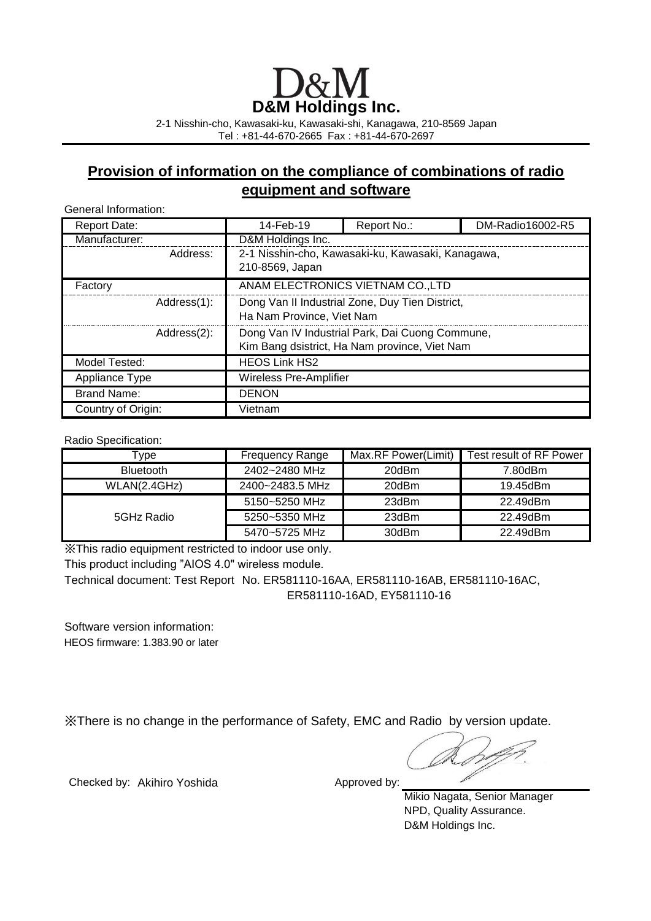# D&M

**D&M Holdings Inc.**

2-1 Nisshin-cho, Kawasaki-ku, Kawasaki-shi, Kanagawa, 210-8569 Japan
Tel : +81-44-670-2665 Fax : +81-44-670-2697

## Provision of information on the compliance of combinations of radio equipment and software

General Information:

| | | | |
|---|---|---|---|
| Report Date: | 14-Feb-19 | Report No.: | DM-Radio16002-R5 |
| Manufacturer: | D&M Holdings Inc. | | |
| Address: | 2-1 Nisshin-cho, Kawasaki-ku, Kawasaki, Kanagawa, 210-8569, Japan | | |
| Factory | ANAM ELECTRONICS VIETNAM CO.,LTD | | |
| Address(1): | Dong Van II Industrial Zone, Duy Tien District, Ha Nam Province, Viet Nam | | |
| Address(2): | Dong Van IV Industrial Park, Dai Cuong Commune, Kim Bang dsistrict, Ha Nam province, Viet Nam | | |
| Model Tested: | HEOS Link HS2 | | |
| Appliance Type | Wireless Pre-Amplifier | | |
| Brand Name: | DENON | | |
| Country of Origin: | Vietnam | | |

Radio Specification:

| Type | Frequency Range | Max.RF Power(Limit) | Test result of RF Power |
|---|---|---|---|
| Bluetooth | 2402~2480 MHz | 20dBm | 7.80dBm |
| WLAN(2.4GHz) | 2400~2483.5 MHz | 20dBm | 19.45dBm |
| 5GHz Radio | 5150~5250 MHz | 23dBm | 22.49dBm |
| | 5250~5350 MHz | 23dBm | 22.49dBm |
| | 5470~5725 MHz | 30dBm | 22.49dBm |

※This radio equipment restricted to indoor use only.

This product including "AIOS 4.0" wireless module.

Technical document: Test Report No. ER581110-16AA, ER581110-16AB, ER581110-16AC, ER581110-16AD, EY581110-16

Software version information:
HEOS firmware: 1.383.90 or later

※There is no change in the performance of Safety, EMC and Radio by version update.

Checked by: Akihiro Yoshida

Approved by:

Mikio Nagata, Senior Manager
NPD, Quality Assurance.
D&M Holdings Inc.